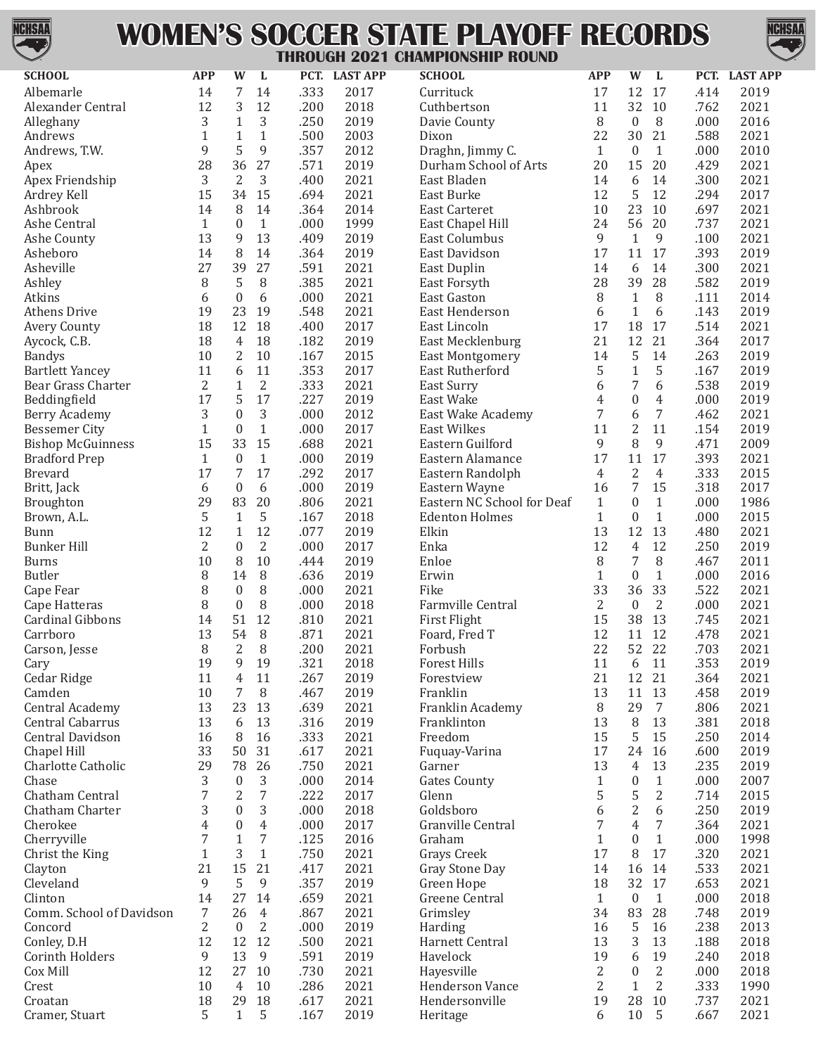# WOMEN'S SOCCER STATE PLAYOFF RECORDS

### THROUGH 2021 CHAMPIONSHIP ROUND

| SCHOOL | APP | W | L | PCT. | LAST APP |
|---|---|---|---|---|---|
| Albemarle | 14 | 7 | 14 | .333 | 2017 |
| Alexander Central | 12 | 3 | 12 | .200 | 2018 |
| Alleghany | 3 | 1 | 3 | .250 | 2019 |
| Andrews | 1 | 1 | 1 | .500 | 2003 |
| Andrews, T.W. | 9 | 5 | 9 | .357 | 2012 |
| Apex | 28 | 36 | 27 | .571 | 2019 |
| Apex Friendship | 3 | 2 | 3 | .400 | 2021 |
| Ardrey Kell | 15 | 34 | 15 | .694 | 2021 |
| Ashbrook | 14 | 8 | 14 | .364 | 2014 |
| Ashe Central | 1 | 0 | 1 | .000 | 1999 |
| Ashe County | 13 | 9 | 13 | .409 | 2019 |
| Asheboro | 14 | 8 | 14 | .364 | 2019 |
| Asheville | 27 | 39 | 27 | .591 | 2021 |
| Ashley | 8 | 5 | 8 | .385 | 2021 |
| Atkins | 6 | 0 | 6 | .000 | 2021 |
| Athens Drive | 19 | 23 | 19 | .548 | 2021 |
| Avery County | 18 | 12 | 18 | .400 | 2017 |
| Aycock, C.B. | 18 | 4 | 18 | .182 | 2019 |
| Bandys | 10 | 2 | 10 | .167 | 2015 |
| Bartlett Yancey | 11 | 6 | 11 | .353 | 2017 |
| Bear Grass Charter | 2 | 1 | 2 | .333 | 2021 |
| Beddingfield | 17 | 5 | 17 | .227 | 2019 |
| Berry Academy | 3 | 0 | 3 | .000 | 2012 |
| Bessemer City | 1 | 0 | 1 | .000 | 2017 |
| Bishop McGuinness | 15 | 33 | 15 | .688 | 2021 |
| Bradford Prep | 1 | 0 | 1 | .000 | 2019 |
| Brevard | 17 | 7 | 17 | .292 | 2017 |
| Britt, Jack | 6 | 0 | 6 | .000 | 2019 |
| Broughton | 29 | 83 | 20 | .806 | 2021 |
| Brown, A.L. | 5 | 1 | 5 | .167 | 2018 |
| Bunn | 12 | 1 | 12 | .077 | 2019 |
| Bunker Hill | 2 | 0 | 2 | .000 | 2017 |
| Burns | 10 | 8 | 10 | .444 | 2019 |
| Butler | 8 | 14 | 8 | .636 | 2019 |
| Cape Fear | 8 | 0 | 8 | .000 | 2021 |
| Cape Hatteras | 8 | 0 | 8 | .000 | 2018 |
| Cardinal Gibbons | 14 | 51 | 12 | .810 | 2021 |
| Carrboro | 13 | 54 | 8 | .871 | 2021 |
| Carson, Jesse | 8 | 2 | 8 | .200 | 2021 |
| Cary | 19 | 9 | 19 | .321 | 2018 |
| Cedar Ridge | 11 | 4 | 11 | .267 | 2019 |
| Camden | 10 | 7 | 8 | .467 | 2019 |
| Central Academy | 13 | 23 | 13 | .639 | 2021 |
| Central Cabarrus | 13 | 6 | 13 | .316 | 2019 |
| Central Davidson | 16 | 8 | 16 | .333 | 2021 |
| Chapel Hill | 33 | 50 | 31 | .617 | 2021 |
| Charlotte Catholic | 29 | 78 | 26 | .750 | 2021 |
| Chase | 3 | 0 | 3 | .000 | 2014 |
| Chatham Central | 7 | 2 | 7 | .222 | 2017 |
| Chatham Charter | 3 | 0 | 3 | .000 | 2018 |
| Cherokee | 4 | 0 | 4 | .000 | 2017 |
| Cherryville | 7 | 1 | 7 | .125 | 2016 |
| Christ the King | 1 | 3 | 1 | .750 | 2021 |
| Clayton | 21 | 15 | 21 | .417 | 2021 |
| Cleveland | 9 | 5 | 9 | .357 | 2019 |
| Clinton | 14 | 27 | 14 | .659 | 2021 |
| Comm. School of Davidson | 7 | 26 | 4 | .867 | 2021 |
| Concord | 2 | 0 | 2 | .000 | 2019 |
| Conley, D.H | 12 | 12 | 12 | .500 | 2021 |
| Corinth Holders | 9 | 13 | 9 | .591 | 2019 |
| Cox Mill | 12 | 27 | 10 | .730 | 2021 |
| Crest | 10 | 4 | 10 | .286 | 2021 |
| Croatan | 18 | 29 | 18 | .617 | 2021 |
| Cramer, Stuart | 5 | 1 | 5 | .167 | 2019 |
| Currituck | 17 | 12 | 17 | .414 | 2019 |
| Cuthbertson | 11 | 32 | 10 | .762 | 2021 |
| Davie County | 8 | 0 | 8 | .000 | 2016 |
| Dixon | 22 | 30 | 21 | .588 | 2021 |
| Draghn, Jimmy C. | 1 | 0 | 1 | .000 | 2010 |
| Durham School of Arts | 20 | 15 | 20 | .429 | 2021 |
| East Bladen | 14 | 6 | 14 | .300 | 2021 |
| East Burke | 12 | 5 | 12 | .294 | 2017 |
| East Carteret | 10 | 23 | 10 | .697 | 2021 |
| East Chapel Hill | 24 | 56 | 20 | .737 | 2021 |
| East Columbus | 9 | 1 | 9 | .100 | 2021 |
| East Davidson | 17 | 11 | 17 | .393 | 2019 |
| East Duplin | 14 | 6 | 14 | .300 | 2021 |
| East Forsyth | 28 | 39 | 28 | .582 | 2019 |
| East Gaston | 8 | 1 | 8 | .111 | 2014 |
| East Henderson | 6 | 1 | 6 | .143 | 2019 |
| East Lincoln | 17 | 18 | 17 | .514 | 2021 |
| East Mecklenburg | 21 | 12 | 21 | .364 | 2017 |
| East Montgomery | 14 | 5 | 14 | .263 | 2019 |
| East Rutherford | 5 | 1 | 5 | .167 | 2019 |
| East Surry | 6 | 7 | 6 | .538 | 2019 |
| East Wake | 4 | 0 | 4 | .000 | 2019 |
| East Wake Academy | 7 | 6 | 7 | .462 | 2021 |
| East Wilkes | 11 | 2 | 11 | .154 | 2019 |
| Eastern Guilford | 9 | 8 | 9 | .471 | 2009 |
| Eastern Alamance | 17 | 11 | 17 | .393 | 2021 |
| Eastern Randolph | 4 | 2 | 4 | .333 | 2015 |
| Eastern Wayne | 16 | 7 | 15 | .318 | 2017 |
| Eastern NC School for Deaf | 1 | 0 | 1 | .000 | 1986 |
| Edenton Holmes | 1 | 0 | 1 | .000 | 2015 |
| Elkin | 13 | 12 | 13 | .480 | 2021 |
| Enka | 12 | 4 | 12 | .250 | 2019 |
| Enloe | 8 | 7 | 8 | .467 | 2011 |
| Erwin | 1 | 0 | 1 | .000 | 2016 |
| Fike | 33 | 36 | 33 | .522 | 2021 |
| Farmville Central | 2 | 0 | 2 | .000 | 2021 |
| First Flight | 15 | 38 | 13 | .745 | 2021 |
| Foard, Fred T | 12 | 11 | 12 | .478 | 2021 |
| Forbush | 22 | 52 | 22 | .703 | 2021 |
| Forest Hills | 11 | 6 | 11 | .353 | 2019 |
| Forestview | 21 | 12 | 21 | .364 | 2021 |
| Franklin | 13 | 11 | 13 | .458 | 2019 |
| Franklin Academy | 8 | 29 | 7 | .806 | 2021 |
| Franklinton | 13 | 8 | 13 | .381 | 2018 |
| Freedom | 15 | 5 | 15 | .250 | 2014 |
| Fuquay-Varina | 17 | 24 | 16 | .600 | 2019 |
| Garner | 13 | 4 | 13 | .235 | 2019 |
| Gates County | 1 | 0 | 1 | .000 | 2007 |
| Glenn | 5 | 5 | 2 | .714 | 2015 |
| Goldsboro | 6 | 2 | 6 | .250 | 2019 |
| Granville Central | 7 | 4 | 7 | .364 | 2021 |
| Graham | 1 | 0 | 1 | .000 | 1998 |
| Grays Creek | 17 | 8 | 17 | .320 | 2021 |
| Gray Stone Day | 14 | 16 | 14 | .533 | 2021 |
| Green Hope | 18 | 32 | 17 | .653 | 2021 |
| Greene Central | 1 | 0 | 1 | .000 | 2018 |
| Grimsley | 34 | 83 | 28 | .748 | 2019 |
| Harding | 16 | 5 | 16 | .238 | 2013 |
| Harnett Central | 13 | 3 | 13 | .188 | 2018 |
| Havelock | 19 | 6 | 19 | .240 | 2018 |
| Hayesville | 2 | 0 | 2 | .000 | 2018 |
| Henderson Vance | 2 | 1 | 2 | .333 | 1990 |
| Hendersonville | 19 | 28 | 10 | .737 | 2021 |
| Heritage | 6 | 10 | 5 | .667 | 2021 |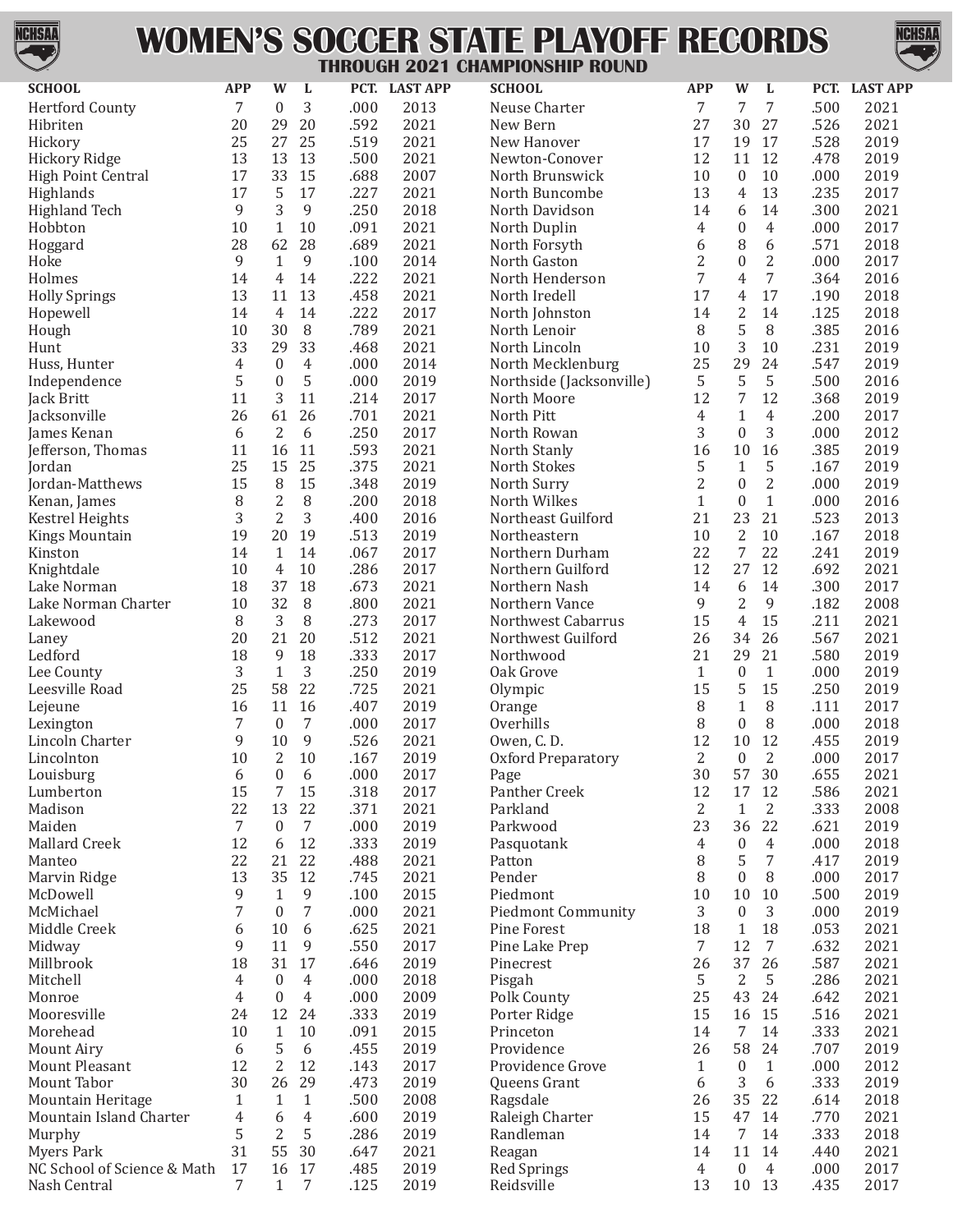# WOMEN'S SOCCER STATE PLAYOFF RECORDS

### THROUGH 2021 CHAMPIONSHIP ROUND

| SCHOOL | APP | W | L | PCT. | LAST APP |
|---|---|---|---|---|---|
| Hertford County | 7 | 0 | 3 | .000 | 2013 |
| Hibriten | 20 | 29 | 20 | .592 | 2021 |
| Hickory | 25 | 27 | 25 | .519 | 2021 |
| Hickory Ridge | 13 | 13 | 13 | .500 | 2021 |
| High Point Central | 17 | 33 | 15 | .688 | 2007 |
| Highlands | 17 | 5 | 17 | .227 | 2021 |
| Highland Tech | 9 | 3 | 9 | .250 | 2018 |
| Hobbton | 10 | 1 | 10 | .091 | 2021 |
| Hoggard | 28 | 62 | 28 | .689 | 2021 |
| Hoke | 9 | 1 | 9 | .100 | 2014 |
| Holmes | 14 | 4 | 14 | .222 | 2021 |
| Holly Springs | 13 | 11 | 13 | .458 | 2021 |
| Hopewell | 14 | 4 | 14 | .222 | 2017 |
| Hough | 10 | 30 | 8 | .789 | 2021 |
| Hunt | 33 | 29 | 33 | .468 | 2021 |
| Huss, Hunter | 4 | 0 | 4 | .000 | 2014 |
| Independence | 5 | 0 | 5 | .000 | 2019 |
| Jack Britt | 11 | 3 | 11 | .214 | 2017 |
| Jacksonville | 26 | 61 | 26 | .701 | 2021 |
| James Kenan | 6 | 2 | 6 | .250 | 2017 |
| Jefferson, Thomas | 11 | 16 | 11 | .593 | 2021 |
| Jordan | 25 | 15 | 25 | .375 | 2021 |
| Jordan-Matthews | 15 | 8 | 15 | .348 | 2019 |
| Kenan, James | 8 | 2 | 8 | .200 | 2018 |
| Kestrel Heights | 3 | 2 | 3 | .400 | 2016 |
| Kings Mountain | 19 | 20 | 19 | .513 | 2019 |
| Kinston | 14 | 1 | 14 | .067 | 2017 |
| Knightdale | 10 | 4 | 10 | .286 | 2017 |
| Lake Norman | 18 | 37 | 18 | .673 | 2021 |
| Lake Norman Charter | 10 | 32 | 8 | .800 | 2021 |
| Lakewood | 8 | 3 | 8 | .273 | 2017 |
| Laney | 20 | 21 | 20 | .512 | 2021 |
| Ledford | 18 | 9 | 18 | .333 | 2017 |
| Lee County | 3 | 1 | 3 | .250 | 2019 |
| Leesville Road | 25 | 58 | 22 | .725 | 2021 |
| Lejeune | 16 | 11 | 16 | .407 | 2019 |
| Lexington | 7 | 0 | 7 | .000 | 2017 |
| Lincoln Charter | 9 | 10 | 9 | .526 | 2021 |
| Lincolnton | 10 | 2 | 10 | .167 | 2019 |
| Louisburg | 6 | 0 | 6 | .000 | 2017 |
| Lumberton | 15 | 7 | 15 | .318 | 2017 |
| Madison | 22 | 13 | 22 | .371 | 2021 |
| Maiden | 7 | 0 | 7 | .000 | 2019 |
| Mallard Creek | 12 | 6 | 12 | .333 | 2019 |
| Manteo | 22 | 21 | 22 | .488 | 2021 |
| Marvin Ridge | 13 | 35 | 12 | .745 | 2021 |
| McDowell | 9 | 1 | 9 | .100 | 2015 |
| McMichael | 7 | 0 | 7 | .000 | 2021 |
| Middle Creek | 6 | 10 | 6 | .625 | 2021 |
| Midway | 9 | 11 | 9 | .550 | 2017 |
| Millbrook | 18 | 31 | 17 | .646 | 2019 |
| Mitchell | 4 | 0 | 4 | .000 | 2018 |
| Monroe | 4 | 0 | 4 | .000 | 2009 |
| Mooresville | 24 | 12 | 24 | .333 | 2019 |
| Morehead | 10 | 1 | 10 | .091 | 2015 |
| Mount Airy | 6 | 5 | 6 | .455 | 2019 |
| Mount Pleasant | 12 | 2 | 12 | .143 | 2017 |
| Mount Tabor | 30 | 26 | 29 | .473 | 2019 |
| Mountain Heritage | 1 | 1 | 1 | .500 | 2008 |
| Mountain Island Charter | 4 | 6 | 4 | .600 | 2019 |
| Murphy | 5 | 2 | 5 | .286 | 2019 |
| Myers Park | 31 | 55 | 30 | .647 | 2021 |
| NC School of Science & Math | 17 | 16 | 17 | .485 | 2019 |
| Nash Central | 7 | 1 | 7 | .125 | 2019 |
| Neuse Charter | 7 | 7 | 7 | .500 | 2021 |
| New Bern | 27 | 30 | 27 | .526 | 2021 |
| New Hanover | 17 | 19 | 17 | .528 | 2019 |
| Newton-Conover | 12 | 11 | 12 | .478 | 2019 |
| North Brunswick | 10 | 0 | 10 | .000 | 2019 |
| North Buncombe | 13 | 4 | 13 | .235 | 2017 |
| North Davidson | 14 | 6 | 14 | .300 | 2021 |
| North Duplin | 4 | 0 | 4 | .000 | 2017 |
| North Forsyth | 6 | 8 | 6 | .571 | 2018 |
| North Gaston | 2 | 0 | 2 | .000 | 2017 |
| North Henderson | 7 | 4 | 7 | .364 | 2016 |
| North Iredell | 17 | 4 | 17 | .190 | 2018 |
| North Johnston | 14 | 2 | 14 | .125 | 2018 |
| North Lenoir | 8 | 5 | 8 | .385 | 2016 |
| North Lincoln | 10 | 3 | 10 | .231 | 2019 |
| North Mecklenburg | 25 | 29 | 24 | .547 | 2019 |
| Northside (Jacksonville) | 5 | 5 | 5 | .500 | 2016 |
| North Moore | 12 | 7 | 12 | .368 | 2019 |
| North Pitt | 4 | 1 | 4 | .200 | 2017 |
| North Rowan | 3 | 0 | 3 | .000 | 2012 |
| North Stanly | 16 | 10 | 16 | .385 | 2019 |
| North Stokes | 5 | 1 | 5 | .167 | 2019 |
| North Surry | 2 | 0 | 2 | .000 | 2019 |
| North Wilkes | 1 | 0 | 1 | .000 | 2016 |
| Northeast Guilford | 21 | 23 | 21 | .523 | 2013 |
| Northeastern | 10 | 2 | 10 | .167 | 2018 |
| Northern Durham | 22 | 7 | 22 | .241 | 2019 |
| Northern Guilford | 12 | 27 | 12 | .692 | 2021 |
| Northern Nash | 14 | 6 | 14 | .300 | 2017 |
| Northern Vance | 9 | 2 | 9 | .182 | 2008 |
| Northwest Cabarrus | 15 | 4 | 15 | .211 | 2021 |
| Northwest Guilford | 26 | 34 | 26 | .567 | 2021 |
| Northwood | 21 | 29 | 21 | .580 | 2019 |
| Oak Grove | 1 | 0 | 1 | .000 | 2019 |
| Olympic | 15 | 5 | 15 | .250 | 2019 |
| Orange | 8 | 1 | 8 | .111 | 2017 |
| Overhills | 8 | 0 | 8 | .000 | 2018 |
| Owen, C. D. | 12 | 10 | 12 | .455 | 2019 |
| Oxford Preparatory | 2 | 0 | 2 | .000 | 2017 |
| Page | 30 | 57 | 30 | .655 | 2021 |
| Panther Creek | 12 | 17 | 12 | .586 | 2021 |
| Parkland | 2 | 1 | 2 | .333 | 2008 |
| Parkwood | 23 | 36 | 22 | .621 | 2019 |
| Pasquotank | 4 | 0 | 4 | .000 | 2018 |
| Patton | 8 | 5 | 7 | .417 | 2019 |
| Pender | 8 | 0 | 8 | .000 | 2017 |
| Piedmont | 10 | 10 | 10 | .500 | 2019 |
| Piedmont Community | 3 | 0 | 3 | .000 | 2019 |
| Pine Forest | 18 | 1 | 18 | .053 | 2021 |
| Pine Lake Prep | 7 | 12 | 7 | .632 | 2021 |
| Pinecrest | 26 | 37 | 26 | .587 | 2021 |
| Pisgah | 5 | 2 | 5 | .286 | 2021 |
| Polk County | 25 | 43 | 24 | .642 | 2021 |
| Porter Ridge | 15 | 16 | 15 | .516 | 2021 |
| Princeton | 14 | 7 | 14 | .333 | 2021 |
| Providence | 26 | 58 | 24 | .707 | 2019 |
| Providence Grove | 1 | 0 | 1 | .000 | 2012 |
| Queens Grant | 6 | 3 | 6 | .333 | 2019 |
| Ragsdale | 26 | 35 | 22 | .614 | 2018 |
| Raleigh Charter | 15 | 47 | 14 | .770 | 2021 |
| Randleman | 14 | 7 | 14 | .333 | 2018 |
| Reagan | 14 | 11 | 14 | .440 | 2021 |
| Red Springs | 4 | 0 | 4 | .000 | 2017 |
| Reidsville | 13 | 10 | 13 | .435 | 2017 |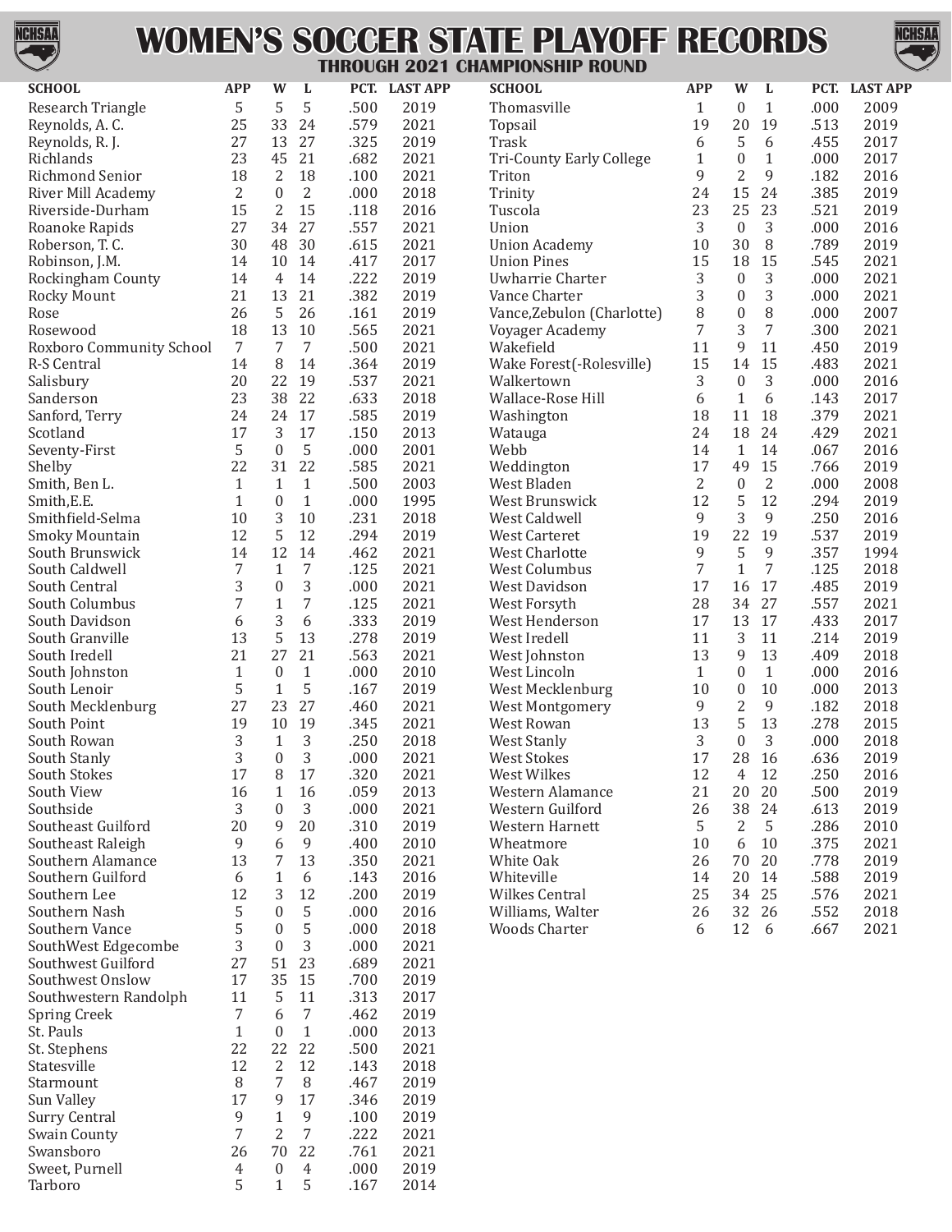# WOMEN'S SOCCER STATE PLAYOFF RECORDS

### THROUGH 2021 CHAMPIONSHIP ROUND

| SCHOOL | APP | W | L | PCT. | LAST APP |
|---|---|---|---|---|---|
| Research Triangle | 5 | 5 | 5 | .500 | 2019 |
| Reynolds, A. C. | 25 | 33 | 24 | .579 | 2021 |
| Reynolds, R. J. | 27 | 13 | 27 | .325 | 2019 |
| Richlands | 23 | 45 | 21 | .682 | 2021 |
| Richmond Senior | 18 | 2 | 18 | .100 | 2021 |
| River Mill Academy | 2 | 0 | 2 | .000 | 2018 |
| Riverside-Durham | 15 | 2 | 15 | .118 | 2016 |
| Roanoke Rapids | 27 | 34 | 27 | .557 | 2021 |
| Roberson, T. C. | 30 | 48 | 30 | .615 | 2021 |
| Robinson, J.M. | 14 | 10 | 14 | .417 | 2017 |
| Rockingham County | 14 | 4 | 14 | .222 | 2019 |
| Rocky Mount | 21 | 13 | 21 | .382 | 2019 |
| Rose | 26 | 5 | 26 | .161 | 2019 |
| Rosewood | 18 | 13 | 10 | .565 | 2021 |
| Roxboro Community School | 7 | 7 | 7 | .500 | 2021 |
| R-S Central | 14 | 8 | 14 | .364 | 2019 |
| Salisbury | 20 | 22 | 19 | .537 | 2021 |
| Sanderson | 23 | 38 | 22 | .633 | 2018 |
| Sanford, Terry | 24 | 24 | 17 | .585 | 2019 |
| Scotland | 17 | 3 | 17 | .150 | 2013 |
| Seventy-First | 5 | 0 | 5 | .000 | 2001 |
| Shelby | 22 | 31 | 22 | .585 | 2021 |
| Smith, Ben L. | 1 | 1 | 1 | .500 | 2003 |
| Smith,E.E. | 1 | 0 | 1 | .000 | 1995 |
| Smithfield-Selma | 10 | 3 | 10 | .231 | 2018 |
| Smoky Mountain | 12 | 5 | 12 | .294 | 2019 |
| South Brunswick | 14 | 12 | 14 | .462 | 2021 |
| South Caldwell | 7 | 1 | 7 | .125 | 2021 |
| South Central | 3 | 0 | 3 | .000 | 2021 |
| South Columbus | 7 | 1 | 7 | .125 | 2021 |
| South Davidson | 6 | 3 | 6 | .333 | 2019 |
| South Granville | 13 | 5 | 13 | .278 | 2019 |
| South Iredell | 21 | 27 | 21 | .563 | 2021 |
| South Johnston | 1 | 0 | 1 | .000 | 2010 |
| South Lenoir | 5 | 1 | 5 | .167 | 2019 |
| South Mecklenburg | 27 | 23 | 27 | .460 | 2021 |
| South Point | 19 | 10 | 19 | .345 | 2021 |
| South Rowan | 3 | 1 | 3 | .250 | 2018 |
| South Stanly | 3 | 0 | 3 | .000 | 2021 |
| South Stokes | 17 | 8 | 17 | .320 | 2021 |
| South View | 16 | 1 | 16 | .059 | 2013 |
| Southside | 3 | 0 | 3 | .000 | 2021 |
| Southeast Guilford | 20 | 9 | 20 | .310 | 2019 |
| Southeast Raleigh | 9 | 6 | 9 | .400 | 2010 |
| Southern Alamance | 13 | 7 | 13 | .350 | 2021 |
| Southern Guilford | 6 | 1 | 6 | .143 | 2016 |
| Southern Lee | 12 | 3 | 12 | .200 | 2019 |
| Southern Nash | 5 | 0 | 5 | .000 | 2016 |
| Southern Vance | 5 | 0 | 5 | .000 | 2018 |
| SouthWest Edgecombe | 3 | 0 | 3 | .000 | 2021 |
| Southwest Guilford | 27 | 51 | 23 | .689 | 2021 |
| Southwest Onslow | 17 | 35 | 15 | .700 | 2019 |
| Southwestern Randolph | 11 | 5 | 11 | .313 | 2017 |
| Spring Creek | 7 | 6 | 7 | .462 | 2019 |
| St. Pauls | 1 | 0 | 1 | .000 | 2013 |
| St. Stephens | 22 | 22 | 22 | .500 | 2021 |
| Statesville | 12 | 2 | 12 | .143 | 2018 |
| Starmount | 8 | 7 | 8 | .467 | 2019 |
| Sun Valley | 17 | 9 | 17 | .346 | 2019 |
| Surry Central | 9 | 1 | 9 | .100 | 2019 |
| Swain County | 7 | 2 | 7 | .222 | 2021 |
| Swansboro | 26 | 70 | 22 | .761 | 2021 |
| Sweet, Purnell | 4 | 0 | 4 | .000 | 2019 |
| Tarboro | 5 | 1 | 5 | .167 | 2014 |
| Thomasville | 1 | 0 | 1 | .000 | 2009 |
| Topsail | 19 | 20 | 19 | .513 | 2019 |
| Trask | 6 | 5 | 6 | .455 | 2017 |
| Tri-County Early College | 1 | 0 | 1 | .000 | 2017 |
| Triton | 9 | 2 | 9 | .182 | 2016 |
| Trinity | 24 | 15 | 24 | .385 | 2019 |
| Tuscola | 23 | 25 | 23 | .521 | 2019 |
| Union | 3 | 0 | 3 | .000 | 2016 |
| Union Academy | 10 | 30 | 8 | .789 | 2019 |
| Union Pines | 15 | 18 | 15 | .545 | 2021 |
| Uwharrie Charter | 3 | 0 | 3 | .000 | 2021 |
| Vance Charter | 3 | 0 | 3 | .000 | 2021 |
| Vance,Zebulon (Charlotte) | 8 | 0 | 8 | .000 | 2007 |
| Voyager Academy | 7 | 3 | 7 | .300 | 2021 |
| Wakefield | 11 | 9 | 11 | .450 | 2019 |
| Wake Forest(-Rolesville) | 15 | 14 | 15 | .483 | 2021 |
| Walkertown | 3 | 0 | 3 | .000 | 2016 |
| Wallace-Rose Hill | 6 | 1 | 6 | .143 | 2017 |
| Washington | 18 | 11 | 18 | .379 | 2021 |
| Watauga | 24 | 18 | 24 | .429 | 2021 |
| Webb | 14 | 1 | 14 | .067 | 2016 |
| Weddington | 17 | 49 | 15 | .766 | 2019 |
| West Bladen | 2 | 0 | 2 | .000 | 2008 |
| West Brunswick | 12 | 5 | 12 | .294 | 2019 |
| West Caldwell | 9 | 3 | 9 | .250 | 2016 |
| West Carteret | 19 | 22 | 19 | .537 | 2019 |
| West Charlotte | 9 | 5 | 9 | .357 | 1994 |
| West Columbus | 7 | 1 | 7 | .125 | 2018 |
| West Davidson | 17 | 16 | 17 | .485 | 2019 |
| West Forsyth | 28 | 34 | 27 | .557 | 2021 |
| West Henderson | 17 | 13 | 17 | .433 | 2017 |
| West Iredell | 11 | 3 | 11 | .214 | 2019 |
| West Johnston | 13 | 9 | 13 | .409 | 2018 |
| West Lincoln | 1 | 0 | 1 | .000 | 2016 |
| West Mecklenburg | 10 | 0 | 10 | .000 | 2013 |
| West Montgomery | 9 | 2 | 9 | .182 | 2018 |
| West Rowan | 13 | 5 | 13 | .278 | 2015 |
| West Stanly | 3 | 0 | 3 | .000 | 2018 |
| West Stokes | 17 | 28 | 16 | .636 | 2019 |
| West Wilkes | 12 | 4 | 12 | .250 | 2016 |
| Western Alamance | 21 | 20 | 20 | .500 | 2019 |
| Western Guilford | 26 | 38 | 24 | .613 | 2019 |
| Western Harnett | 5 | 2 | 5 | .286 | 2010 |
| Wheatmore | 10 | 6 | 10 | .375 | 2021 |
| White Oak | 26 | 70 | 20 | .778 | 2019 |
| Whiteville | 14 | 20 | 14 | .588 | 2019 |
| Wilkes Central | 25 | 34 | 25 | .576 | 2021 |
| Williams, Walter | 26 | 32 | 26 | .552 | 2018 |
| Woods Charter | 6 | 12 | 6 | .667 | 2021 |